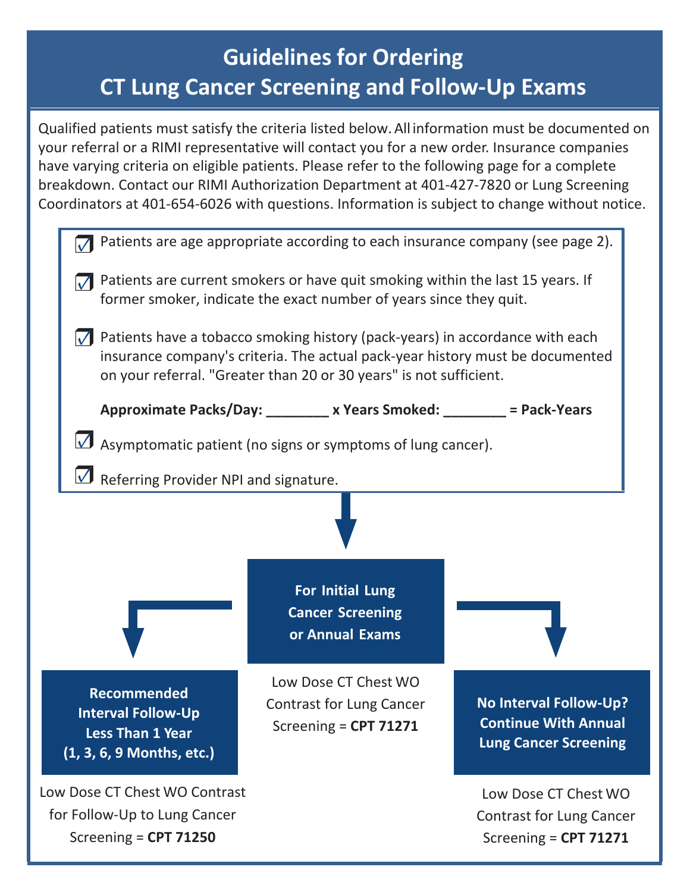# Guidelines for Ordering CT Lung Cancer Screening and Follow-Up Exams

Qualified patients must satisfy the criteria listed below. All information must be documented on your referral or a RIMI representative will contact you for a new order. Insurance companies have varying criteria on eligible patients. Please refer to the following page for a complete breakdown. Contact our RIMI Authorization Department at 401-427-7820 or Lung Screening Coordinators at 401-654-6026 with questions. Information is subject to change without notice.

- ☑ Patients are age appropriate according to each insurance company (see page 2).
- ☑ Patients are current smokers or have quit smoking within the last 15 years. If former smoker, indicate the exact number of years since they quit.
- ☑ Patients have a tobacco smoking history (pack-years) in accordance with each insurance company's criteria. The actual pack-year history must be documented on your referral. "Greater than 20 or 30 years" is not sufficient.

  **Approximate Packs/Day: ________ x Years Smoked: ________ = Pack-Years**

- ☑ Asymptomatic patient (no signs or symptoms of lung cancer).
- ☑ Referring Provider NPI and signature.

**For Initial Lung Cancer Screening or Annual Exams**

Low Dose CT Chest WO Contrast for Lung Cancer Screening = **CPT 71271**

**Recommended Interval Follow-Up Less Than 1 Year (1, 3, 6, 9 Months, etc.)**

Low Dose CT Chest WO Contrast for Follow-Up to Lung Cancer Screening = **CPT 71250**

**No Interval Follow-Up? Continue With Annual Lung Cancer Screening**

Low Dose CT Chest WO Contrast for Lung Cancer Screening = **CPT 71271**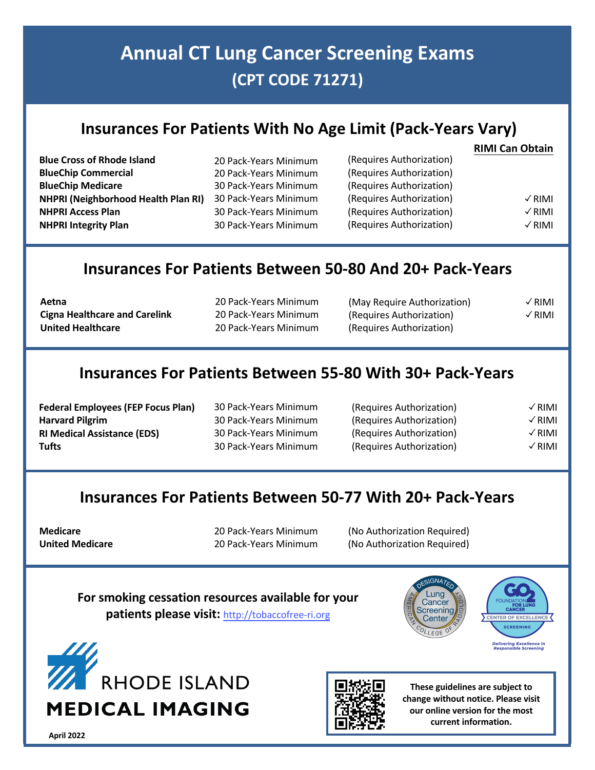# Annual CT Lung Cancer Screening Exams
## (CPT CODE 71271)

## Insurances For Patients With No Age Limit (Pack-Years Vary)

| | | | RIMI Can Obtain |
|---|---|---|---|
| **Blue Cross of Rhode Island** | 20 Pack-Years Minimum | (Requires Authorization) | |
| **BlueChip Commercial** | 20 Pack-Years Minimum | (Requires Authorization) | |
| **BlueChip Medicare** | 30 Pack-Years Minimum | (Requires Authorization) | |
| **NHPRI (Neighborhood Health Plan RI)** | 30 Pack-Years Minimum | (Requires Authorization) | ✓RIMI |
| **NHPRI Access Plan** | 30 Pack-Years Minimum | (Requires Authorization) | ✓RIMI |
| **NHPRI Integrity Plan** | 30 Pack-Years Minimum | (Requires Authorization) | ✓RIMI |

## Insurances For Patients Between 50-80 And 20+ Pack-Years

| | | | |
|---|---|---|---|
| **Aetna** | 20 Pack-Years Minimum | (May Require Authorization) | ✓RIMI |
| **Cigna Healthcare and Carelink** | 20 Pack-Years Minimum | (Requires Authorization) | ✓RIMI |
| **United Healthcare** | 20 Pack-Years Minimum | (Requires Authorization) | |

## Insurances For Patients Between 55-80 With 30+ Pack-Years

| | | | |
|---|---|---|---|
| **Federal Employees (FEP Focus Plan)** | 30 Pack-Years Minimum | (Requires Authorization) | ✓RIMI |
| **Harvard Pilgrim** | 30 Pack-Years Minimum | (Requires Authorization) | ✓RIMI |
| **RI Medical Assistance (EDS)** | 30 Pack-Years Minimum | (Requires Authorization) | ✓RIMI |
| **Tufts** | 30 Pack-Years Minimum | (Requires Authorization) | ✓RIMI |

## Insurances For Patients Between 50-77 With 20+ Pack-Years

| | | |
|---|---|---|
| **Medicare** | 20 Pack-Years Minimum | (No Authorization Required) |
| **United Medicare** | 20 Pack-Years Minimum | (No Authorization Required) |

**For smoking cessation resources available for your patients please visit:** http://tobaccofree-ri.org

Designated Lung Cancer Screening Center — American College of Radiology

GO2 Foundation for Lung Cancer — Center of Excellence — Screening — Delivering Excellence in Responsible Screening

RHODE ISLAND MEDICAL IMAGING

**These guidelines are subject to change without notice. Please visit our online version for the most current information.**

**April 2022**